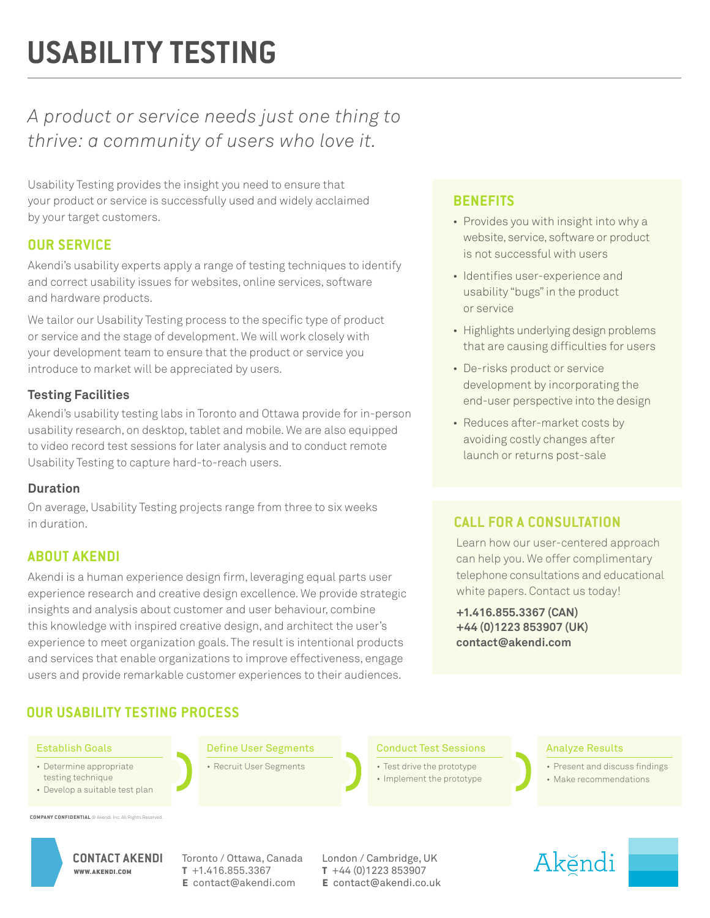# USABILITY TESTING

*A product or service needs just one thing to thrive: a community of users who love it.*

Usability Testing provides the insight you need to ensure that your product or service is successfully used and widely acclaimed by your target customers.

## OUR SERVICE

Akendi's usability experts apply a range of testing techniques to identify and correct usability issues for websites, online services, software and hardware products.

We tailor our Usability Testing process to the specific type of product or service and the stage of development. We will work closely with your development team to ensure that the product or service you introduce to market will be appreciated by users.

### Testing Facilities

Akendi's usability testing labs in Toronto and Ottawa provide for in-person usability research, on desktop, tablet and mobile. We are also equipped to video record test sessions for later analysis and to conduct remote Usability Testing to capture hard-to-reach users.

### Duration

On average, Usability Testing projects range from three to six weeks in duration.

## ABOUT AKENDI

Akendi is a human experience design firm, leveraging equal parts user experience research and creative design excellence. We provide strategic insights and analysis about customer and user behaviour, combine this knowledge with inspired creative design, and architect the user's experience to meet organization goals. The result is intentional products and services that enable organizations to improve effectiveness, engage users and provide remarkable customer experiences to their audiences.

## BENEFITS

- Provides you with insight into why a website, service, software or product is not successful with users
- Identifies user-experience and usability "bugs" in the product or service
- Highlights underlying design problems that are causing difficulties for users
- De-risks product or service development by incorporating the end-user perspective into the design
- Reduces after-market costs by avoiding costly changes after launch or returns post-sale

## CALL FOR A CONSULTATION

Learn how our user-centered approach can help you. We offer complimentary telephone consultations and educational white papers. Contact us today!

**+1.416.855.3367 (CAN)**
**+44 (0)1223 853907 (UK)**
**contact@akendi.com**

## OUR USABILITY TESTING PROCESS

**Establish Goals**
- Determine appropriate testing technique
- Develop a suitable test plan

**Define User Segments**
- Recruit User Segments

**Conduct Test Sessions**
- Test drive the prototype
- Implement the prototype

**Analyze Results**
- Present and discuss findings
- Make recommendations

**COMPANY CONFIDENTIAL** © Akendi Inc. All Rights Reserved.

**CONTACT AKENDI**
**WWW.AKENDI.COM**

Toronto / Ottawa, Canada
**T** +1.416.855.3367
**E** contact@akendi.com

London / Cambridge, UK
**T** +44 (0)1223 853907
**E** contact@akendi.co.uk

Akĕndi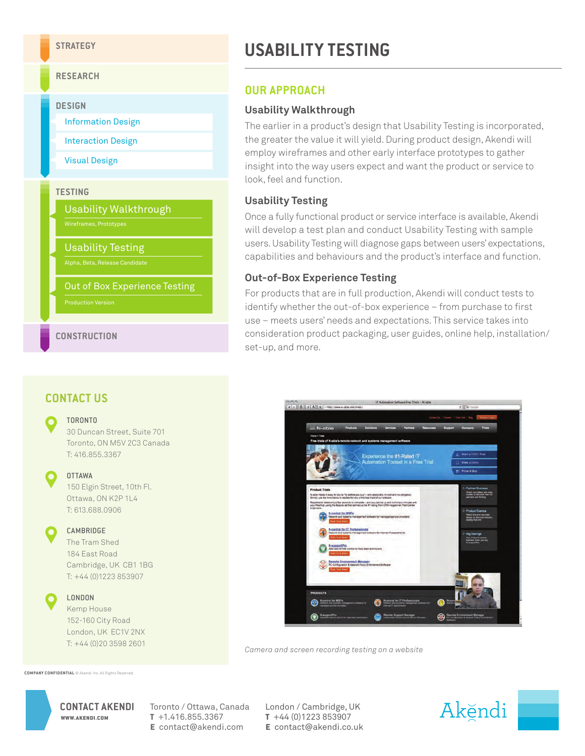STRATEGY

RESEARCH

DESIGN

- Information Design
- Interaction Design
- Visual Design

TESTING

- Usability Walkthrough
  Wireframes, Prototypes
- Usability Testing
  Alpha, Beta, Release Candidate
- Out of Box Experience Testing
  Production Version

CONSTRUCTION

# USABILITY TESTING

## OUR APPROACH

### Usability Walkthrough

The earlier in a product's design that Usability Testing is incorporated, the greater the value it will yield. During product design, Akendi will employ wireframes and other early interface prototypes to gather insight into the way users expect and want the product or service to look, feel and function.

### Usability Testing

Once a fully functional product or service interface is available, Akendi will develop a test plan and conduct Usability Testing with sample users. Usability Testing will diagnose gaps between users' expectations, capabilities and behaviours and the product's interface and function.

### Out-of-Box Experience Testing

For products that are in full production, Akendi will conduct tests to identify whether the out-of-box experience – from purchase to first use – meets users' needs and expectations. This service takes into consideration product packaging, user guides, online help, installation/set-up, and more.

## CONTACT US

**TORONTO**
30 Duncan Street, Suite 701
Toronto, ON M5V 2C3 Canada
T: 416.855.3367

**OTTAWA**
150 Elgin Street, 10th Fl.
Ottawa, ON K2P 1L4
T: 613.688.0906

**CAMBRIDGE**
The Tram Shed
184 East Road
Cambridge, UK CB1 1BG
T: +44 (0)1223 853907

**LONDON**
Kemp House
152-160 City Road
London, UK EC1V 2NX
T: +44 (0)20 3598 2601

*Camera and screen recording testing on a website*

**COMPANY CONFIDENTIAL** © Akendi Inc. All Rights Reserved.

**CONTACT AKENDI**
**WWW.AKENDI.COM**

Toronto / Ottawa, Canada
**T** +1.416.855.3367
**E** contact@akendi.com

London / Cambridge, UK
**T** +44 (0)1223 853907
**E** contact@akendi.co.uk

Akendi